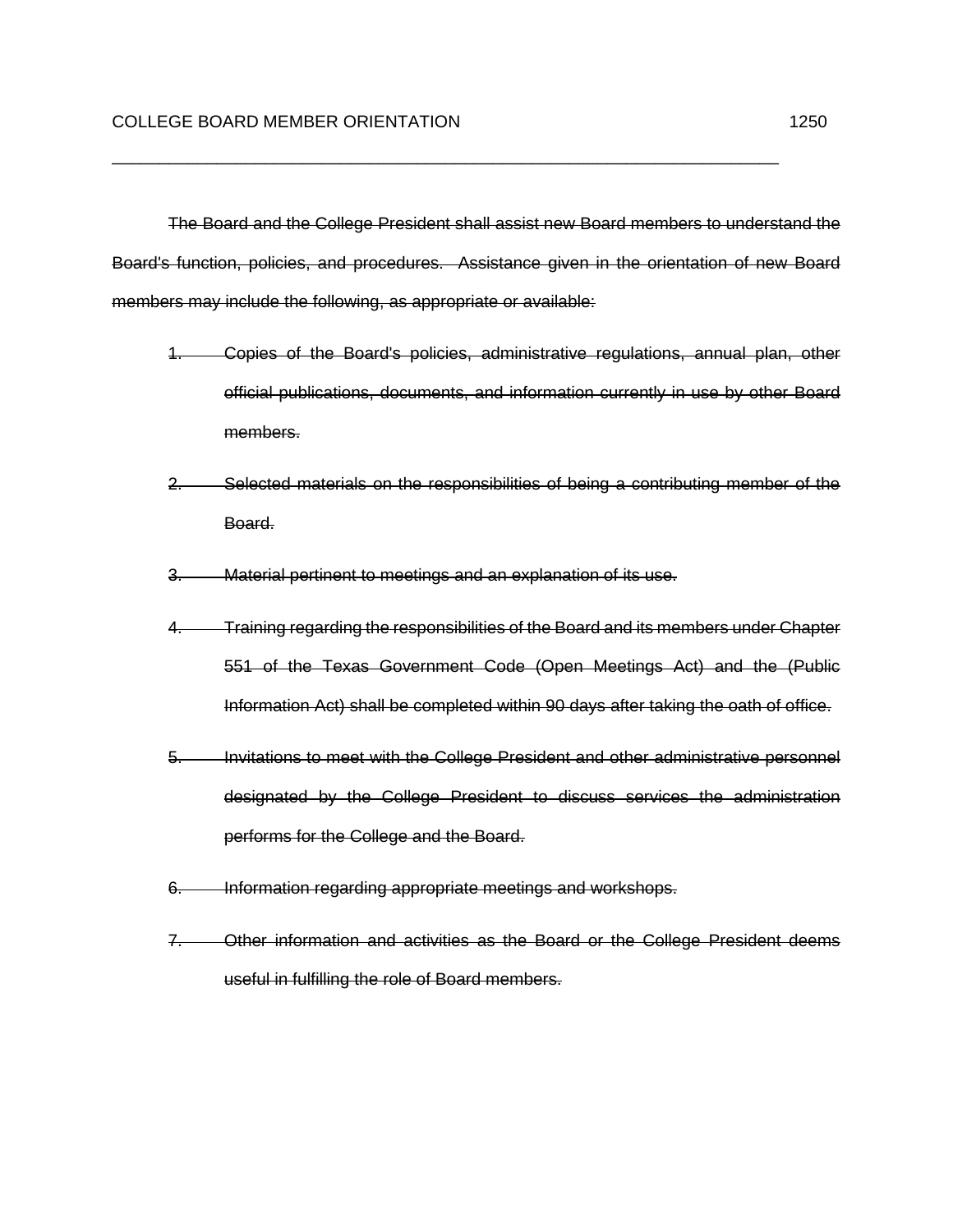# COLLEGE BOARD MEMBER ORIENTATION 1250

~~The Board and the College President shall assist new Board members to understand the Board's function, policies, and procedures. Assistance given in the orientation of new Board members may include the following, as appropriate or available:~~

1. ~~Copies of the Board's policies, administrative regulations, annual plan, other official publications, documents, and information currently in use by other Board members.~~
2. ~~Selected materials on the responsibilities of being a contributing member of the Board.~~
3. ~~Material pertinent to meetings and an explanation of its use.~~
4. ~~Training regarding the responsibilities of the Board and its members under Chapter 551 of the Texas Government Code (Open Meetings Act) and the (Public Information Act) shall be completed within 90 days after taking the oath of office.~~
5. ~~Invitations to meet with the College President and other administrative personnel designated by the College President to discuss services the administration performs for the College and the Board.~~
6. ~~Information regarding appropriate meetings and workshops.~~
7. ~~Other information and activities as the Board or the College President deems useful in fulfilling the role of Board members.~~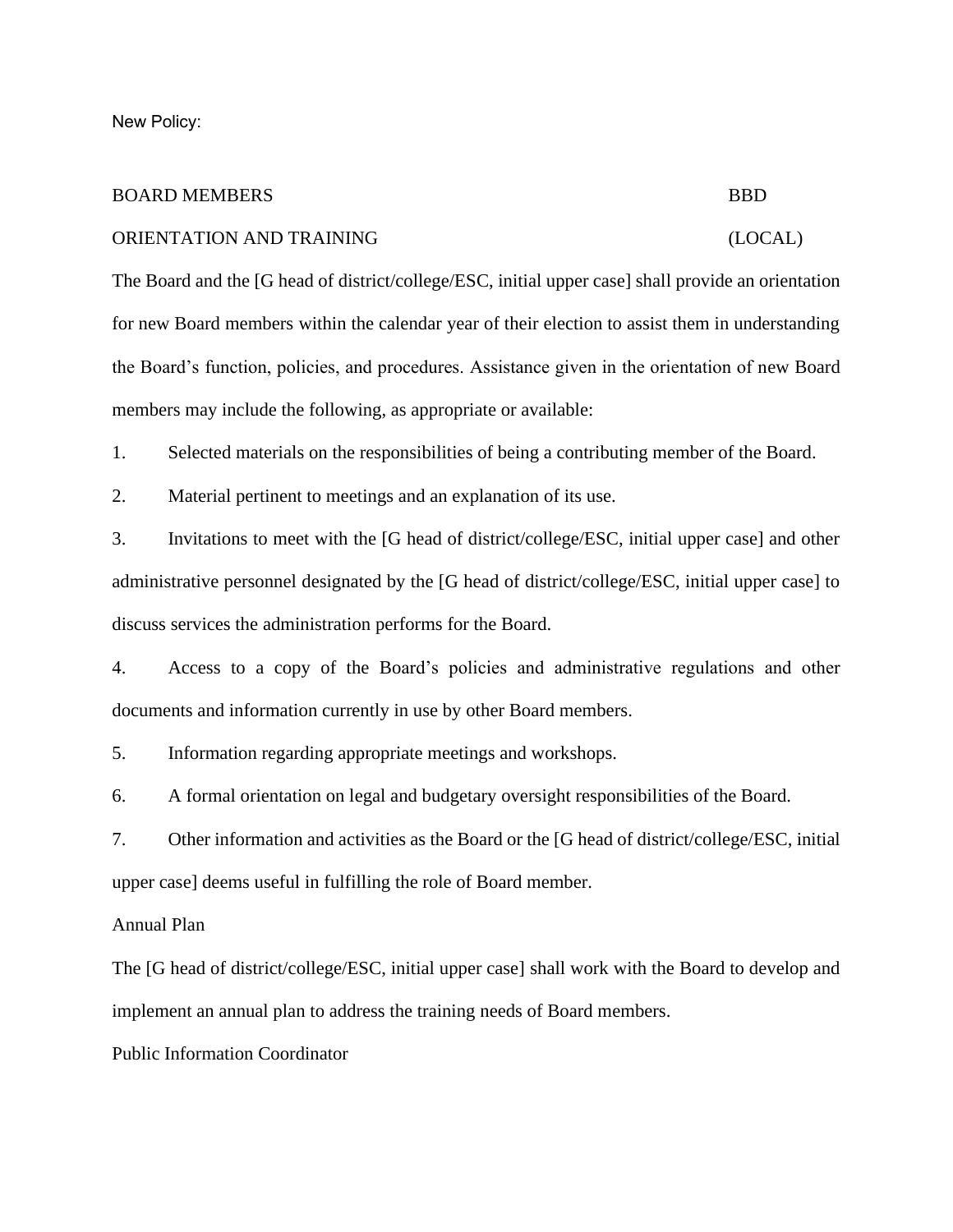New Policy:

| BOARD MEMBERS | BBD |
| --- | --- |
| ORIENTATION AND TRAINING | (LOCAL) |

The Board and the [G head of district/college/ESC, initial upper case] shall provide an orientation for new Board members within the calendar year of their election to assist them in understanding the Board's function, policies, and procedures. Assistance given in the orientation of new Board members may include the following, as appropriate or available:

1. Selected materials on the responsibilities of being a contributing member of the Board.
2. Material pertinent to meetings and an explanation of its use.
3. Invitations to meet with the [G head of district/college/ESC, initial upper case] and other administrative personnel designated by the [G head of district/college/ESC, initial upper case] to discuss services the administration performs for the Board.
4. Access to a copy of the Board's policies and administrative regulations and other documents and information currently in use by other Board members.
5. Information regarding appropriate meetings and workshops.
6. A formal orientation on legal and budgetary oversight responsibilities of the Board.
7. Other information and activities as the Board or the [G head of district/college/ESC, initial upper case] deems useful in fulfilling the role of Board member.

Annual Plan

The [G head of district/college/ESC, initial upper case] shall work with the Board to develop and implement an annual plan to address the training needs of Board members.

Public Information Coordinator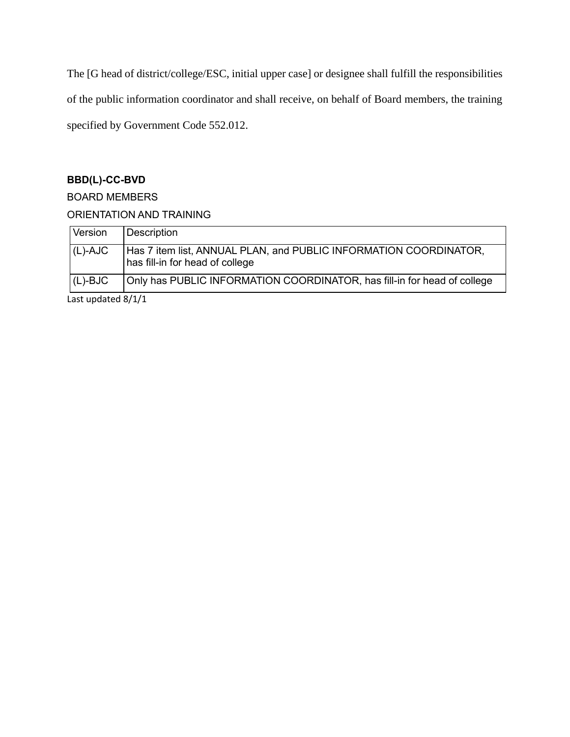The [G head of district/college/ESC, initial upper case] or designee shall fulfill the responsibilities of the public information coordinator and shall receive, on behalf of Board members, the training specified by Government Code 552.012.

**BBD(L)-CC-BVD**

BOARD MEMBERS

ORIENTATION AND TRAINING

| Version | Description |
|---|---|
| (L)-AJC | Has 7 item list, ANNUAL PLAN, and PUBLIC INFORMATION COORDINATOR, has fill-in for head of college |
| (L)-BJC | Only has PUBLIC INFORMATION COORDINATOR, has fill-in for head of college |

Last updated 8/1/1